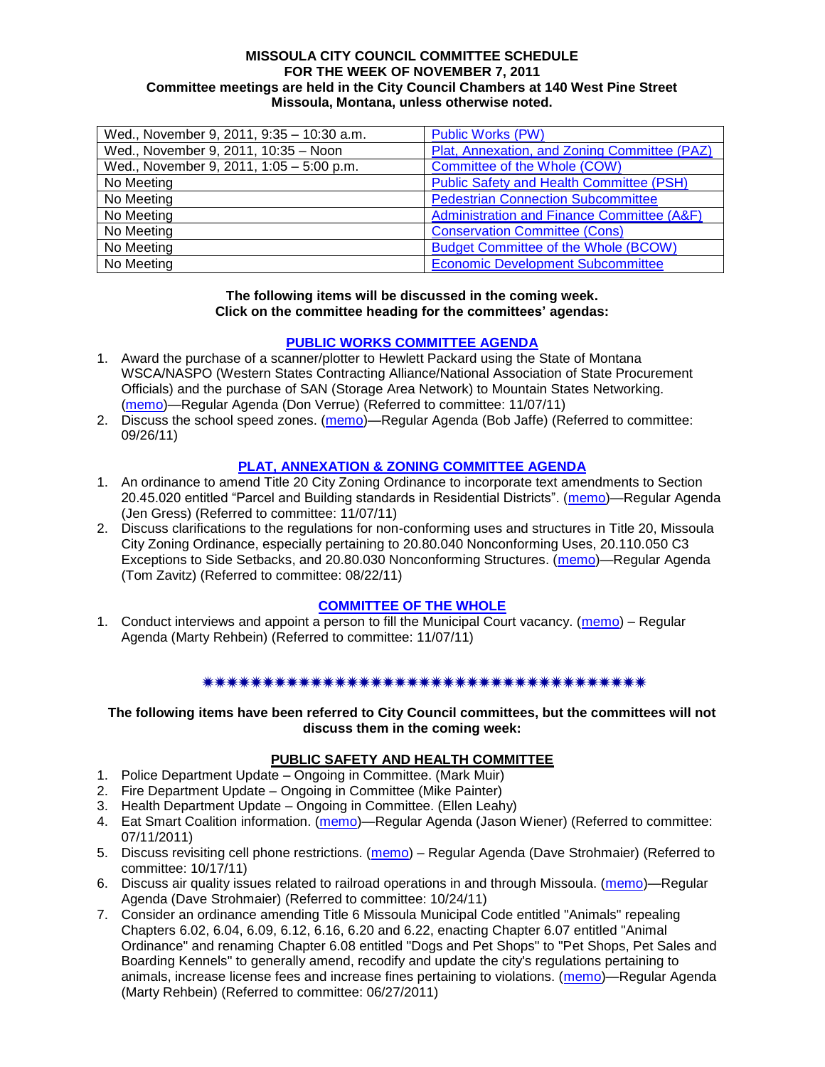**MISSOULA CITY COUNCIL COMMITTEE SCHEDULE**
**FOR THE WEEK OF NOVEMBER 7, 2011**
**Committee meetings are held in the City Council Chambers at 140 West Pine Street**
**Missoula, Montana, unless otherwise noted.**

| | |
|---|---|
| Wed., November 9, 2011, 9:35 – 10:30 a.m. | Public Works (PW) |
| Wed., November 9, 2011, 10:35 – Noon | Plat, Annexation, and Zoning Committee (PAZ) |
| Wed., November 9, 2011, 1:05 – 5:00 p.m. | Committee of the Whole (COW) |
| No Meeting | Public Safety and Health Committee (PSH) |
| No Meeting | Pedestrian Connection Subcommittee |
| No Meeting | Administration and Finance Committee (A&F) |
| No Meeting | Conservation Committee (Cons) |
| No Meeting | Budget Committee of the Whole (BCOW) |
| No Meeting | Economic Development Subcommittee |

**The following items will be discussed in the coming week.**
**Click on the committee heading for the committees' agendas:**

## PUBLIC WORKS COMMITTEE AGENDA

1. Award the purchase of a scanner/plotter to Hewlett Packard using the State of Montana WSCA/NASPO (Western States Contracting Alliance/National Association of State Procurement Officials) and the purchase of SAN (Storage Area Network) to Mountain States Networking. (memo)—Regular Agenda (Don Verrue) (Referred to committee: 11/07/11)
2. Discuss the school speed zones. (memo)—Regular Agenda (Bob Jaffe) (Referred to committee: 09/26/11)

## PLAT, ANNEXATION & ZONING COMMITTEE AGENDA

1. An ordinance to amend Title 20 City Zoning Ordinance to incorporate text amendments to Section 20.45.020 entitled "Parcel and Building standards in Residential Districts". (memo)—Regular Agenda (Jen Gress) (Referred to committee: 11/07/11)
2. Discuss clarifications to the regulations for non-conforming uses and structures in Title 20, Missoula City Zoning Ordinance, especially pertaining to 20.80.040 Nonconforming Uses, 20.110.050 C3 Exceptions to Side Setbacks, and 20.80.030 Nonconforming Structures. (memo)—Regular Agenda (Tom Zavitz) (Referred to committee: 08/22/11)

## COMMITTEE OF THE WHOLE

1. Conduct interviews and appoint a person to fill the Municipal Court vacancy. (memo) – Regular Agenda (Marty Rehbein) (Referred to committee: 11/07/11)

✷✷✷✷✷✷✷✷✷✷✷✷✷✷✷✷✷✷✷✷✷✷✷✷✷✷✷✷✷✷✷✷✷✷✷✷✷✷

**The following items have been referred to City Council committees, but the committees will not discuss them in the coming week:**

## PUBLIC SAFETY AND HEALTH COMMITTEE

1. Police Department Update – Ongoing in Committee. (Mark Muir)
2. Fire Department Update – Ongoing in Committee (Mike Painter)
3. Health Department Update – Ongoing in Committee. (Ellen Leahy)
4. Eat Smart Coalition information. (memo)—Regular Agenda (Jason Wiener) (Referred to committee: 07/11/2011)
5. Discuss revisiting cell phone restrictions. (memo) – Regular Agenda (Dave Strohmaier) (Referred to committee: 10/17/11)
6. Discuss air quality issues related to railroad operations in and through Missoula. (memo)—Regular Agenda (Dave Strohmaier) (Referred to committee: 10/24/11)
7. Consider an ordinance amending Title 6 Missoula Municipal Code entitled "Animals" repealing Chapters 6.02, 6.04, 6.09, 6.12, 6.16, 6.20 and 6.22, enacting Chapter 6.07 entitled "Animal Ordinance" and renaming Chapter 6.08 entitled "Dogs and Pet Shops" to "Pet Shops, Pet Sales and Boarding Kennels" to generally amend, recodify and update the city's regulations pertaining to animals, increase license fees and increase fines pertaining to violations. (memo)—Regular Agenda (Marty Rehbein) (Referred to committee: 06/27/2011)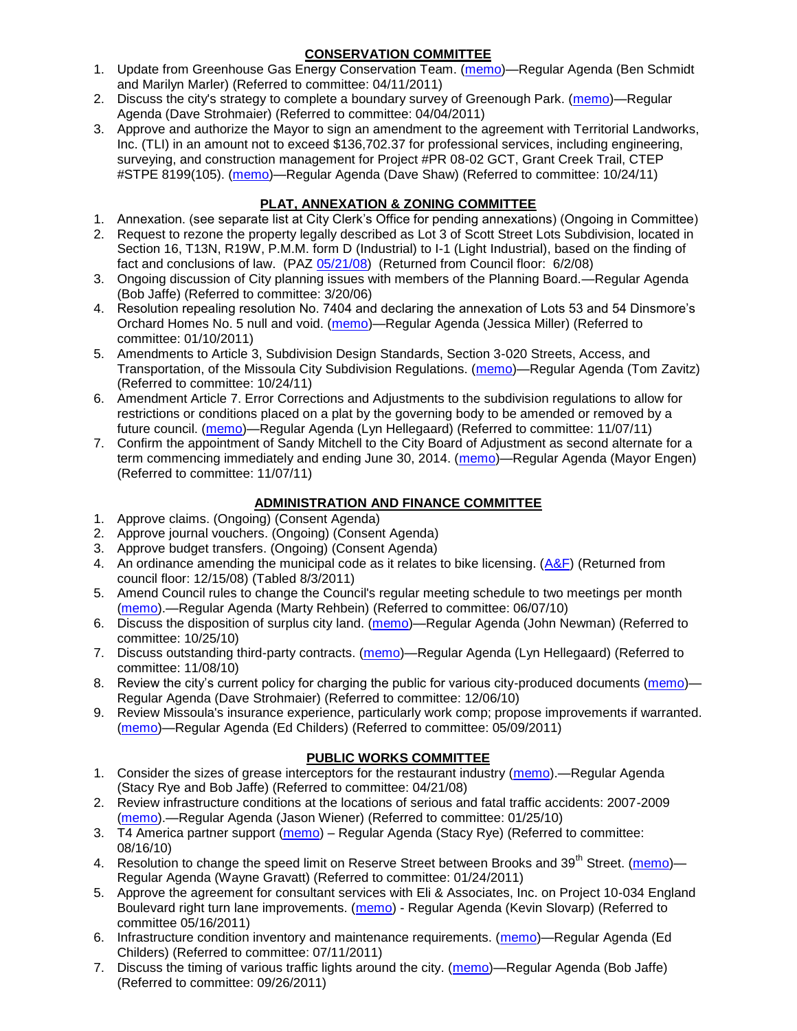## CONSERVATION COMMITTEE

1. Update from Greenhouse Gas Energy Conservation Team. (memo)—Regular Agenda (Ben Schmidt and Marilyn Marler) (Referred to committee: 04/11/2011)
2. Discuss the city's strategy to complete a boundary survey of Greenough Park. (memo)—Regular Agenda (Dave Strohmaier) (Referred to committee: 04/04/2011)
3. Approve and authorize the Mayor to sign an amendment to the agreement with Territorial Landworks, Inc. (TLI) in an amount not to exceed $136,702.37 for professional services, including engineering, surveying, and construction management for Project #PR 08-02 GCT, Grant Creek Trail, CTEP #STPE 8199(105). (memo)—Regular Agenda (Dave Shaw) (Referred to committee: 10/24/11)

## PLAT, ANNEXATION & ZONING COMMITTEE

1. Annexation. (see separate list at City Clerk's Office for pending annexations) (Ongoing in Committee)
2. Request to rezone the property legally described as Lot 3 of Scott Street Lots Subdivision, located in Section 16, T13N, R19W, P.M.M. form D (Industrial) to I-1 (Light Industrial), based on the finding of fact and conclusions of law. (PAZ 05/21/08) (Returned from Council floor: 6/2/08)
3. Ongoing discussion of City planning issues with members of the Planning Board.—Regular Agenda (Bob Jaffe) (Referred to committee: 3/20/06)
4. Resolution repealing resolution No. 7404 and declaring the annexation of Lots 53 and 54 Dinsmore's Orchard Homes No. 5 null and void. (memo)—Regular Agenda (Jessica Miller) (Referred to committee: 01/10/2011)
5. Amendments to Article 3, Subdivision Design Standards, Section 3-020 Streets, Access, and Transportation, of the Missoula City Subdivision Regulations. (memo)—Regular Agenda (Tom Zavitz) (Referred to committee: 10/24/11)
6. Amendment Article 7. Error Corrections and Adjustments to the subdivision regulations to allow for restrictions or conditions placed on a plat by the governing body to be amended or removed by a future council. (memo)—Regular Agenda (Lyn Hellegaard) (Referred to committee: 11/07/11)
7. Confirm the appointment of Sandy Mitchell to the City Board of Adjustment as second alternate for a term commencing immediately and ending June 30, 2014. (memo)—Regular Agenda (Mayor Engen) (Referred to committee: 11/07/11)

## ADMINISTRATION AND FINANCE COMMITTEE

1. Approve claims. (Ongoing) (Consent Agenda)
2. Approve journal vouchers. (Ongoing) (Consent Agenda)
3. Approve budget transfers. (Ongoing) (Consent Agenda)
4. An ordinance amending the municipal code as it relates to bike licensing. (A&F) (Returned from council floor: 12/15/08) (Tabled 8/3/2011)
5. Amend Council rules to change the Council's regular meeting schedule to two meetings per month (memo).—Regular Agenda (Marty Rehbein) (Referred to committee: 06/07/10)
6. Discuss the disposition of surplus city land. (memo)—Regular Agenda (John Newman) (Referred to committee: 10/25/10)
7. Discuss outstanding third-party contracts. (memo)—Regular Agenda (Lyn Hellegaard) (Referred to committee: 11/08/10)
8. Review the city's current policy for charging the public for various city-produced documents (memo)—Regular Agenda (Dave Strohmaier) (Referred to committee: 12/06/10)
9. Review Missoula's insurance experience, particularly work comp; propose improvements if warranted. (memo)—Regular Agenda (Ed Childers) (Referred to committee: 05/09/2011)

## PUBLIC WORKS COMMITTEE

1. Consider the sizes of grease interceptors for the restaurant industry (memo).—Regular Agenda (Stacy Rye and Bob Jaffe) (Referred to committee: 04/21/08)
2. Review infrastructure conditions at the locations of serious and fatal traffic accidents: 2007-2009 (memo).—Regular Agenda (Jason Wiener) (Referred to committee: 01/25/10)
3. T4 America partner support (memo) – Regular Agenda (Stacy Rye) (Referred to committee: 08/16/10)
4. Resolution to change the speed limit on Reserve Street between Brooks and 39th Street. (memo)—Regular Agenda (Wayne Gravatt) (Referred to committee: 01/24/2011)
5. Approve the agreement for consultant services with Eli & Associates, Inc. on Project 10-034 England Boulevard right turn lane improvements. (memo) - Regular Agenda (Kevin Slovarp) (Referred to committee 05/16/2011)
6. Infrastructure condition inventory and maintenance requirements. (memo)—Regular Agenda (Ed Childers) (Referred to committee: 07/11/2011)
7. Discuss the timing of various traffic lights around the city. (memo)—Regular Agenda (Bob Jaffe) (Referred to committee: 09/26/2011)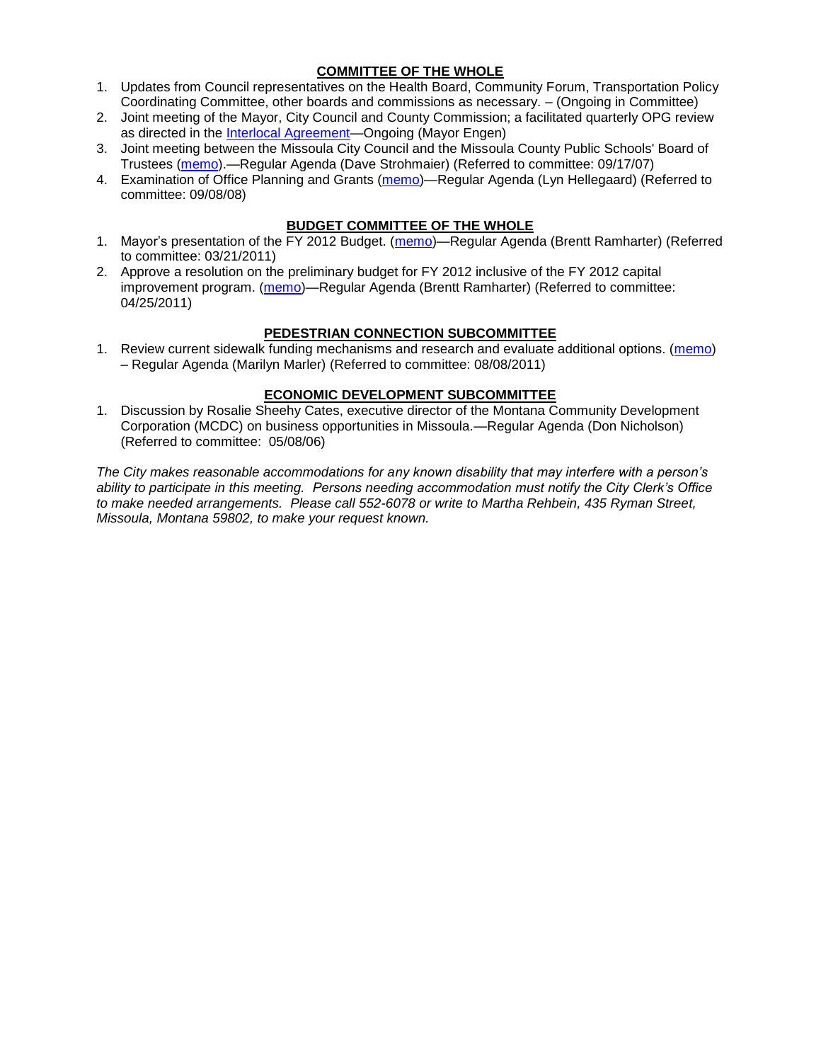## COMMITTEE OF THE WHOLE

1. Updates from Council representatives on the Health Board, Community Forum, Transportation Policy Coordinating Committee, other boards and commissions as necessary. – (Ongoing in Committee)
2. Joint meeting of the Mayor, City Council and County Commission; a facilitated quarterly OPG review as directed in the Interlocal Agreement—Ongoing (Mayor Engen)
3. Joint meeting between the Missoula City Council and the Missoula County Public Schools' Board of Trustees (memo).—Regular Agenda (Dave Strohmaier) (Referred to committee: 09/17/07)
4. Examination of Office Planning and Grants (memo)—Regular Agenda (Lyn Hellegaard) (Referred to committee: 09/08/08)

## BUDGET COMMITTEE OF THE WHOLE

1. Mayor's presentation of the FY 2012 Budget. (memo)—Regular Agenda (Brentt Ramharter) (Referred to committee: 03/21/2011)
2. Approve a resolution on the preliminary budget for FY 2012 inclusive of the FY 2012 capital improvement program. (memo)—Regular Agenda (Brentt Ramharter) (Referred to committee: 04/25/2011)

## PEDESTRIAN CONNECTION SUBCOMMITTEE

1. Review current sidewalk funding mechanisms and research and evaluate additional options. (memo) – Regular Agenda (Marilyn Marler) (Referred to committee: 08/08/2011)

## ECONOMIC DEVELOPMENT SUBCOMMITTEE

1. Discussion by Rosalie Sheehy Cates, executive director of the Montana Community Development Corporation (MCDC) on business opportunities in Missoula.—Regular Agenda (Don Nicholson) (Referred to committee: 05/08/06)

*The City makes reasonable accommodations for any known disability that may interfere with a person's ability to participate in this meeting. Persons needing accommodation must notify the City Clerk's Office to make needed arrangements. Please call 552-6078 or write to Martha Rehbein, 435 Ryman Street, Missoula, Montana 59802, to make your request known.*